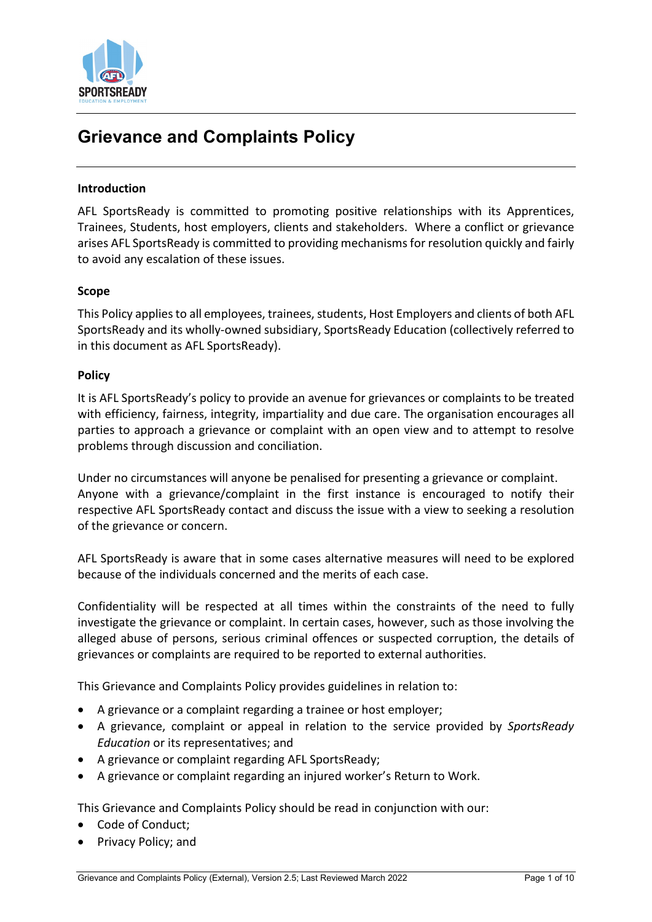# Grievance and Complaints Policy

## Introduction

AFL SportsReady is committed to promoting positive relationships with its Apprentices, Trainees, Students, host employers, clients and stakeholders. Where a conflict or grievance arises AFL SportsReady is committed to providing mechanisms for resolution quickly and fairly to avoid any escalation of these issues.

## Scope

This Policy applies to all employees, trainees, students, Host Employers and clients of both AFL SportsReady and its wholly-owned subsidiary, SportsReady Education (collectively referred to in this document as AFL SportsReady).

## Policy

It is AFL SportsReady's policy to provide an avenue for grievances or complaints to be treated with efficiency, fairness, integrity, impartiality and due care. The organisation encourages all parties to approach a grievance or complaint with an open view and to attempt to resolve problems through discussion and conciliation.

Under no circumstances will anyone be penalised for presenting a grievance or complaint. Anyone with a grievance/complaint in the first instance is encouraged to notify their respective AFL SportsReady contact and discuss the issue with a view to seeking a resolution of the grievance or concern.

AFL SportsReady is aware that in some cases alternative measures will need to be explored because of the individuals concerned and the merits of each case.

Confidentiality will be respected at all times within the constraints of the need to fully investigate the grievance or complaint. In certain cases, however, such as those involving the alleged abuse of persons, serious criminal offences or suspected corruption, the details of grievances or complaints are required to be reported to external authorities.

This Grievance and Complaints Policy provides guidelines in relation to:

- A grievance or a complaint regarding a trainee or host employer;
- A grievance, complaint or appeal in relation to the service provided by *SportsReady Education* or its representatives; and
- A grievance or complaint regarding AFL SportsReady;
- A grievance or complaint regarding an injured worker's Return to Work.

This Grievance and Complaints Policy should be read in conjunction with our:

- Code of Conduct;
- Privacy Policy; and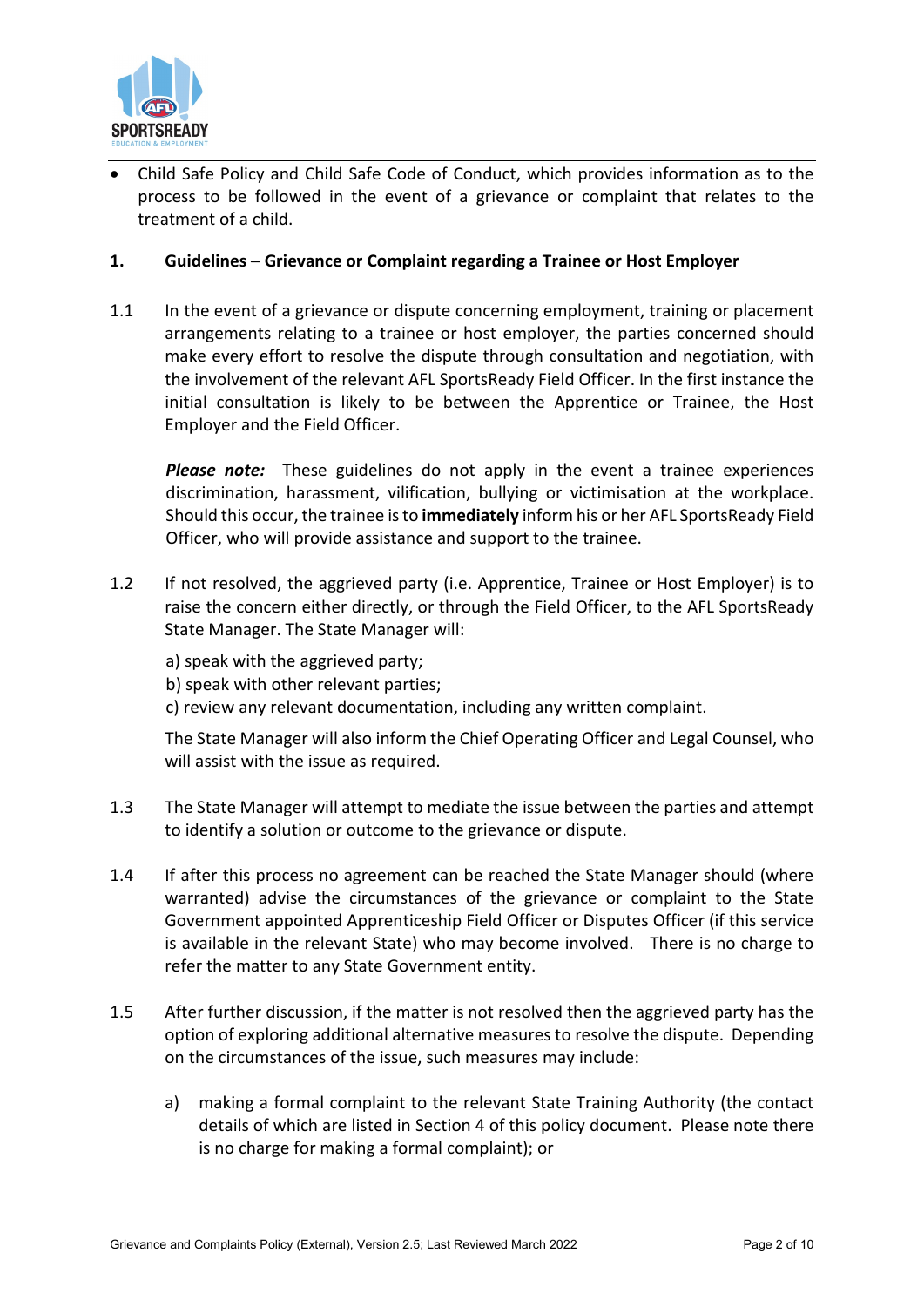- Child Safe Policy and Child Safe Code of Conduct, which provides information as to the process to be followed in the event of a grievance or complaint that relates to the treatment of a child.

## 1. Guidelines – Grievance or Complaint regarding a Trainee or Host Employer

1.1 In the event of a grievance or dispute concerning employment, training or placement arrangements relating to a trainee or host employer, the parties concerned should make every effort to resolve the dispute through consultation and negotiation, with the involvement of the relevant AFL SportsReady Field Officer. In the first instance the initial consultation is likely to be between the Apprentice or Trainee, the Host Employer and the Field Officer.

***Please note:*** These guidelines do not apply in the event a trainee experiences discrimination, harassment, vilification, bullying or victimisation at the workplace. Should this occur, the trainee is to **immediately** inform his or her AFL SportsReady Field Officer, who will provide assistance and support to the trainee.

1.2 If not resolved, the aggrieved party (i.e. Apprentice, Trainee or Host Employer) is to raise the concern either directly, or through the Field Officer, to the AFL SportsReady State Manager. The State Manager will:

a) speak with the aggrieved party;
b) speak with other relevant parties;
c) review any relevant documentation, including any written complaint.

The State Manager will also inform the Chief Operating Officer and Legal Counsel, who will assist with the issue as required.

1.3 The State Manager will attempt to mediate the issue between the parties and attempt to identify a solution or outcome to the grievance or dispute.

1.4 If after this process no agreement can be reached the State Manager should (where warranted) advise the circumstances of the grievance or complaint to the State Government appointed Apprenticeship Field Officer or Disputes Officer (if this service is available in the relevant State) who may become involved. There is no charge to refer the matter to any State Government entity.

1.5 After further discussion, if the matter is not resolved then the aggrieved party has the option of exploring additional alternative measures to resolve the dispute. Depending on the circumstances of the issue, such measures may include:

a) making a formal complaint to the relevant State Training Authority (the contact details of which are listed in Section 4 of this policy document. Please note there is no charge for making a formal complaint); or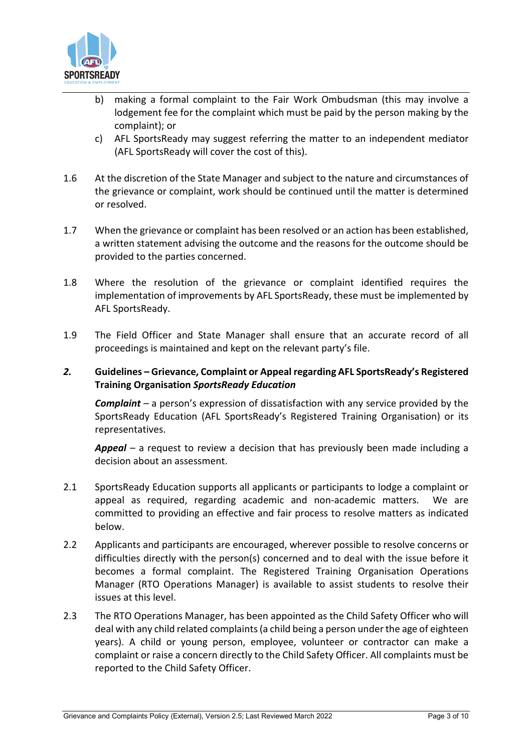b) making a formal complaint to the Fair Work Ombudsman (this may involve a lodgement fee for the complaint which must be paid by the person making by the complaint); or

c) AFL SportsReady may suggest referring the matter to an independent mediator (AFL SportsReady will cover the cost of this).

1.6 At the discretion of the State Manager and subject to the nature and circumstances of the grievance or complaint, work should be continued until the matter is determined or resolved.

1.7 When the grievance or complaint has been resolved or an action has been established, a written statement advising the outcome and the reasons for the outcome should be provided to the parties concerned.

1.8 Where the resolution of the grievance or complaint identified requires the implementation of improvements by AFL SportsReady, these must be implemented by AFL SportsReady.

1.9 The Field Officer and State Manager shall ensure that an accurate record of all proceedings is maintained and kept on the relevant party's file.

## *2.* Guidelines – Grievance, Complaint or Appeal regarding AFL SportsReady's Registered Training Organisation *SportsReady Education*

***Complaint*** – a person's expression of dissatisfaction with any service provided by the SportsReady Education (AFL SportsReady's Registered Training Organisation) or its representatives.

***Appeal*** – a request to review a decision that has previously been made including a decision about an assessment.

2.1 SportsReady Education supports all applicants or participants to lodge a complaint or appeal as required, regarding academic and non-academic matters. We are committed to providing an effective and fair process to resolve matters as indicated below.

2.2 Applicants and participants are encouraged, wherever possible to resolve concerns or difficulties directly with the person(s) concerned and to deal with the issue before it becomes a formal complaint. The Registered Training Organisation Operations Manager (RTO Operations Manager) is available to assist students to resolve their issues at this level.

2.3 The RTO Operations Manager, has been appointed as the Child Safety Officer who will deal with any child related complaints (a child being a person under the age of eighteen years). A child or young person, employee, volunteer or contractor can make a complaint or raise a concern directly to the Child Safety Officer. All complaints must be reported to the Child Safety Officer.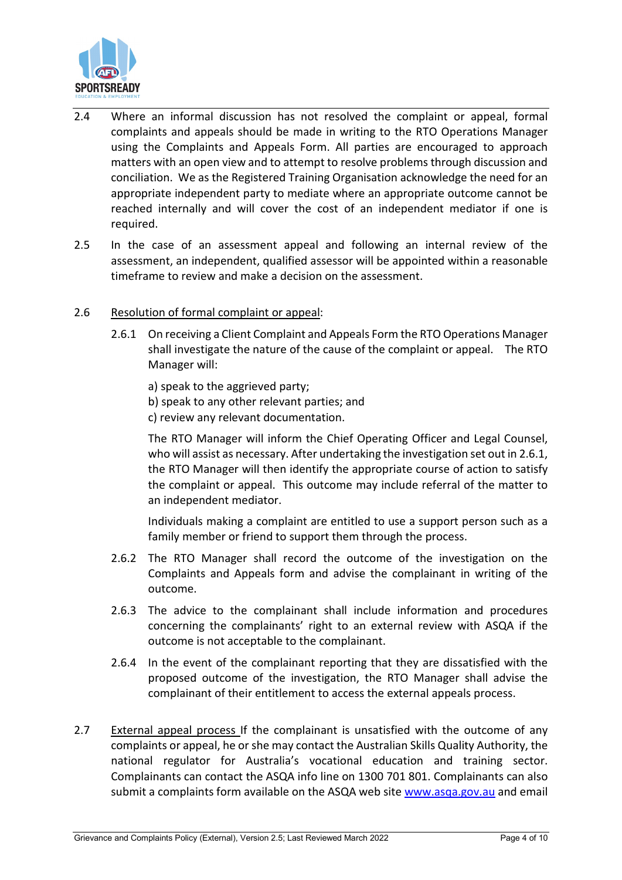2.4 Where an informal discussion has not resolved the complaint or appeal, formal complaints and appeals should be made in writing to the RTO Operations Manager using the Complaints and Appeals Form. All parties are encouraged to approach matters with an open view and to attempt to resolve problems through discussion and conciliation. We as the Registered Training Organisation acknowledge the need for an appropriate independent party to mediate where an appropriate outcome cannot be reached internally and will cover the cost of an independent mediator if one is required.

2.5 In the case of an assessment appeal and following an internal review of the assessment, an independent, qualified assessor will be appointed within a reasonable timeframe to review and make a decision on the assessment.

2.6 <u>Resolution of formal complaint or appeal</u>:

2.6.1 On receiving a Client Complaint and Appeals Form the RTO Operations Manager shall investigate the nature of the cause of the complaint or appeal. The RTO Manager will:

a) speak to the aggrieved party;
b) speak to any other relevant parties; and
c) review any relevant documentation.

The RTO Manager will inform the Chief Operating Officer and Legal Counsel, who will assist as necessary. After undertaking the investigation set out in 2.6.1, the RTO Manager will then identify the appropriate course of action to satisfy the complaint or appeal. This outcome may include referral of the matter to an independent mediator.

Individuals making a complaint are entitled to use a support person such as a family member or friend to support them through the process.

2.6.2 The RTO Manager shall record the outcome of the investigation on the Complaints and Appeals form and advise the complainant in writing of the outcome.

2.6.3 The advice to the complainant shall include information and procedures concerning the complainants' right to an external review with ASQA if the outcome is not acceptable to the complainant.

2.6.4 In the event of the complainant reporting that they are dissatisfied with the proposed outcome of the investigation, the RTO Manager shall advise the complainant of their entitlement to access the external appeals process.

2.7 <u>External appeal process</u> If the complainant is unsatisfied with the outcome of any complaints or appeal, he or she may contact the Australian Skills Quality Authority, the national regulator for Australia's vocational education and training sector. Complainants can contact the ASQA info line on 1300 701 801. Complainants can also submit a complaints form available on the ASQA web site [www.asqa.gov.au](http://www.asqa.gov.au) and email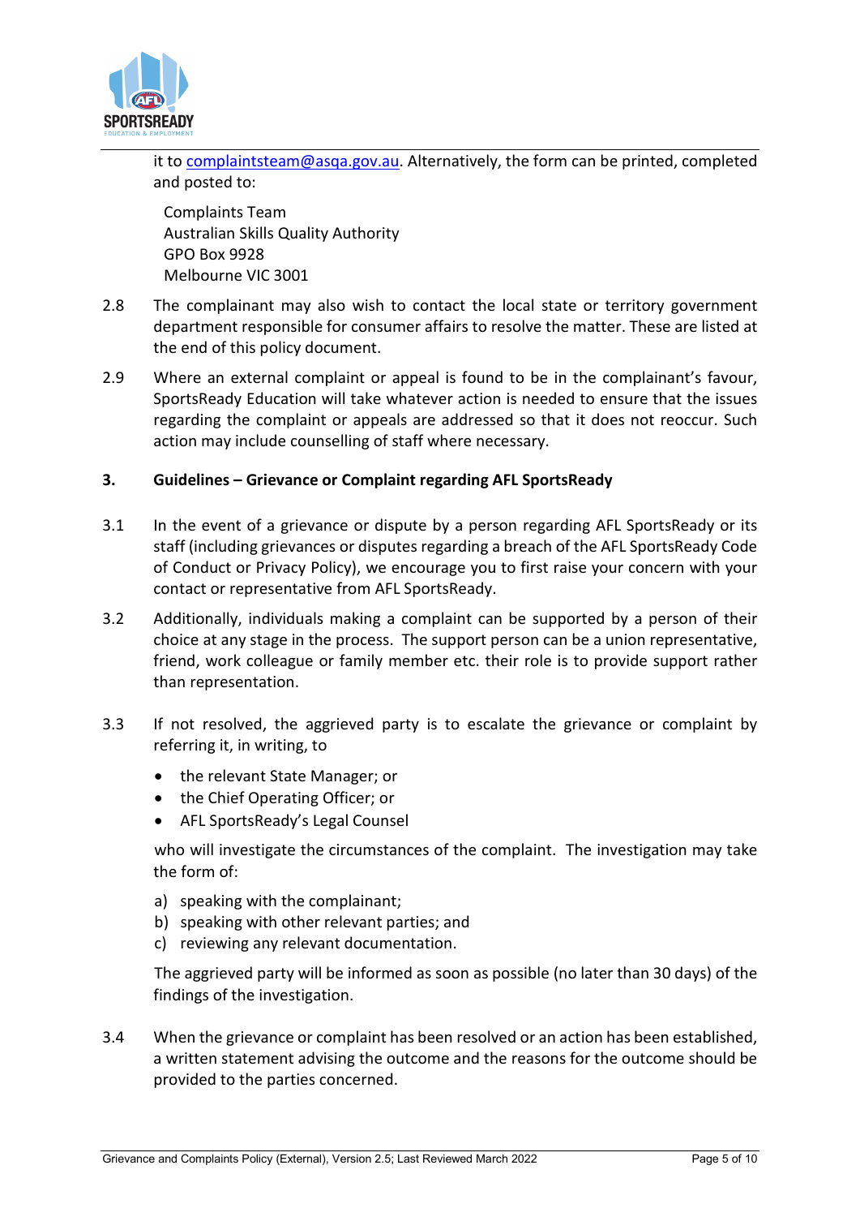it to complaintsteam@asqa.gov.au. Alternatively, the form can be printed, completed and posted to:

Complaints Team
Australian Skills Quality Authority
GPO Box 9928
Melbourne VIC 3001

2.8 The complainant may also wish to contact the local state or territory government department responsible for consumer affairs to resolve the matter. These are listed at the end of this policy document.

2.9 Where an external complaint or appeal is found to be in the complainant's favour, SportsReady Education will take whatever action is needed to ensure that the issues regarding the complaint or appeals are addressed so that it does not reoccur. Such action may include counselling of staff where necessary.

## 3. Guidelines – Grievance or Complaint regarding AFL SportsReady

3.1 In the event of a grievance or dispute by a person regarding AFL SportsReady or its staff (including grievances or disputes regarding a breach of the AFL SportsReady Code of Conduct or Privacy Policy), we encourage you to first raise your concern with your contact or representative from AFL SportsReady.

3.2 Additionally, individuals making a complaint can be supported by a person of their choice at any stage in the process. The support person can be a union representative, friend, work colleague or family member etc. their role is to provide support rather than representation.

3.3 If not resolved, the aggrieved party is to escalate the grievance or complaint by referring it, in writing, to

- the relevant State Manager; or
- the Chief Operating Officer; or
- AFL SportsReady's Legal Counsel

who will investigate the circumstances of the complaint. The investigation may take the form of:

a) speaking with the complainant;
b) speaking with other relevant parties; and
c) reviewing any relevant documentation.

The aggrieved party will be informed as soon as possible (no later than 30 days) of the findings of the investigation.

3.4 When the grievance or complaint has been resolved or an action has been established, a written statement advising the outcome and the reasons for the outcome should be provided to the parties concerned.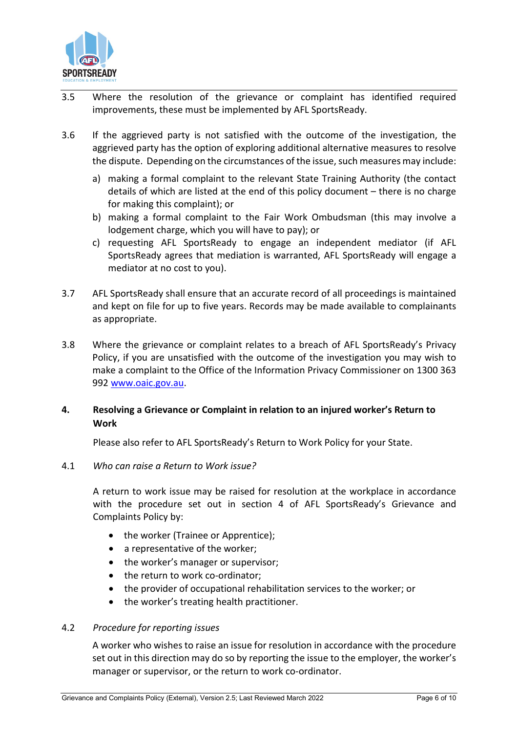3.5 Where the resolution of the grievance or complaint has identified required improvements, these must be implemented by AFL SportsReady.

3.6 If the aggrieved party is not satisfied with the outcome of the investigation, the aggrieved party has the option of exploring additional alternative measures to resolve the dispute. Depending on the circumstances of the issue, such measures may include:

a) making a formal complaint to the relevant State Training Authority (the contact details of which are listed at the end of this policy document – there is no charge for making this complaint); or
b) making a formal complaint to the Fair Work Ombudsman (this may involve a lodgement charge, which you will have to pay); or
c) requesting AFL SportsReady to engage an independent mediator (if AFL SportsReady agrees that mediation is warranted, AFL SportsReady will engage a mediator at no cost to you).

3.7 AFL SportsReady shall ensure that an accurate record of all proceedings is maintained and kept on file for up to five years. Records may be made available to complainants as appropriate.

3.8 Where the grievance or complaint relates to a breach of AFL SportsReady's Privacy Policy, if you are unsatisfied with the outcome of the investigation you may wish to make a complaint to the Office of the Information Privacy Commissioner on 1300 363 992 [www.oaic.gov.au](www.oaic.gov.au).

## 4. Resolving a Grievance or Complaint in relation to an injured worker's Return to Work

Please also refer to AFL SportsReady's Return to Work Policy for your State.

4.1 *Who can raise a Return to Work issue?*

A return to work issue may be raised for resolution at the workplace in accordance with the procedure set out in section 4 of AFL SportsReady's Grievance and Complaints Policy by:

- the worker (Trainee or Apprentice);
- a representative of the worker;
- the worker's manager or supervisor;
- the return to work co-ordinator;
- the provider of occupational rehabilitation services to the worker; or
- the worker's treating health practitioner.

4.2 *Procedure for reporting issues*

A worker who wishes to raise an issue for resolution in accordance with the procedure set out in this direction may do so by reporting the issue to the employer, the worker's manager or supervisor, or the return to work co-ordinator.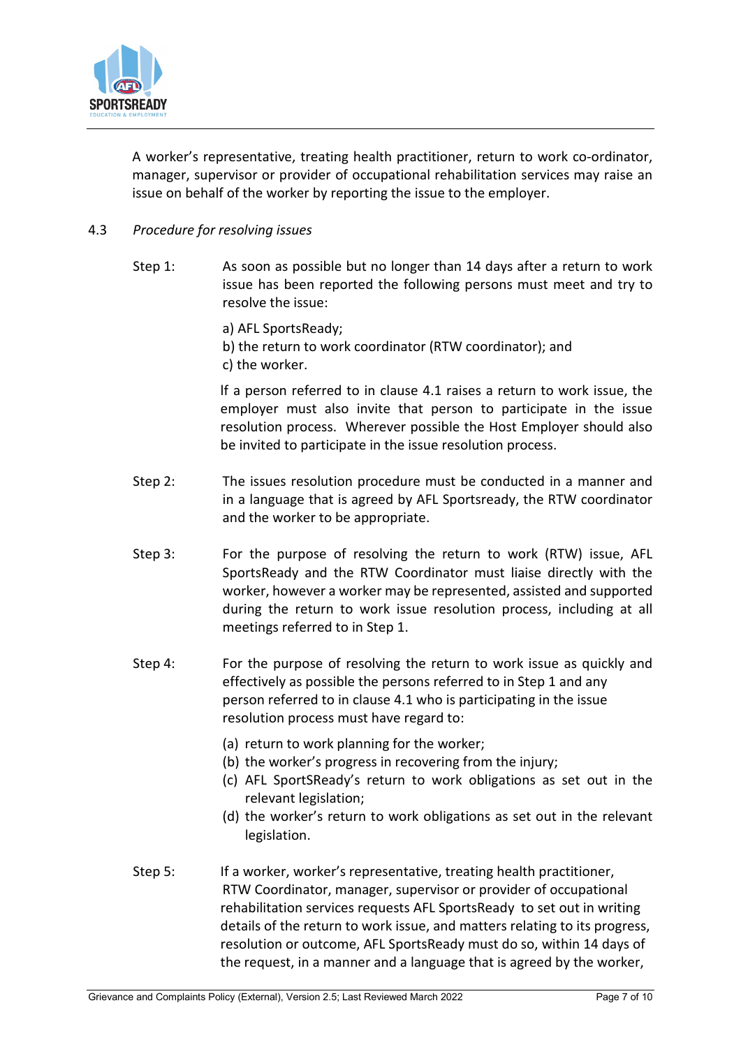A worker's representative, treating health practitioner, return to work co-ordinator, manager, supervisor or provider of occupational rehabilitation services may raise an issue on behalf of the worker by reporting the issue to the employer.

4.3 *Procedure for resolving issues*

Step 1: As soon as possible but no longer than 14 days after a return to work issue has been reported the following persons must meet and try to resolve the issue:

a) AFL SportsReady;
b) the return to work coordinator (RTW coordinator); and
c) the worker.

If a person referred to in clause 4.1 raises a return to work issue, the employer must also invite that person to participate in the issue resolution process. Wherever possible the Host Employer should also be invited to participate in the issue resolution process.

Step 2: The issues resolution procedure must be conducted in a manner and in a language that is agreed by AFL Sportsready, the RTW coordinator and the worker to be appropriate.

Step 3: For the purpose of resolving the return to work (RTW) issue, AFL SportsReady and the RTW Coordinator must liaise directly with the worker, however a worker may be represented, assisted and supported during the return to work issue resolution process, including at all meetings referred to in Step 1.

Step 4: For the purpose of resolving the return to work issue as quickly and effectively as possible the persons referred to in Step 1 and any person referred to in clause 4.1 who is participating in the issue resolution process must have regard to:

(a) return to work planning for the worker;
(b) the worker's progress in recovering from the injury;
(c) AFL SportSReady's return to work obligations as set out in the relevant legislation;
(d) the worker's return to work obligations as set out in the relevant legislation.

Step 5: If a worker, worker's representative, treating health practitioner, RTW Coordinator, manager, supervisor or provider of occupational rehabilitation services requests AFL SportsReady to set out in writing details of the return to work issue, and matters relating to its progress, resolution or outcome, AFL SportsReady must do so, within 14 days of the request, in a manner and a language that is agreed by the worker,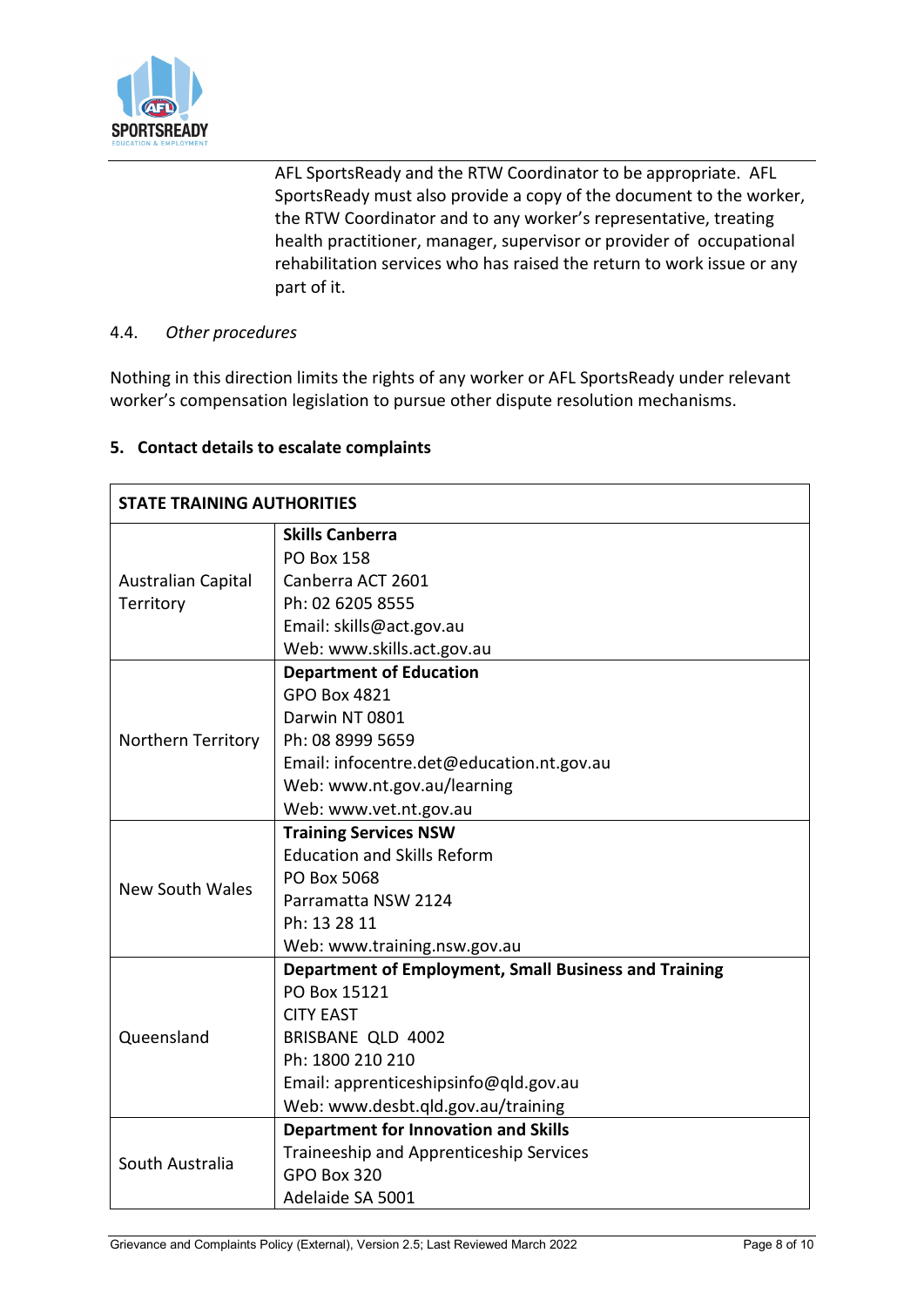AFL SportsReady and the RTW Coordinator to be appropriate. AFL SportsReady must also provide a copy of the document to the worker, the RTW Coordinator and to any worker's representative, treating health practitioner, manager, supervisor or provider of occupational rehabilitation services who has raised the return to work issue or any part of it.

4.4. *Other procedures*

Nothing in this direction limits the rights of any worker or AFL SportsReady under relevant worker's compensation legislation to pursue other dispute resolution mechanisms.

## 5. Contact details to escalate complaints

| STATE TRAINING AUTHORITIES | |
|---|---|
| Australian Capital Territory | **Skills Canberra**<br>PO Box 158<br>Canberra ACT 2601<br>Ph: 02 6205 8555<br>Email: skills@act.gov.au<br>Web: www.skills.act.gov.au |
| Northern Territory | **Department of Education**<br>GPO Box 4821<br>Darwin NT 0801<br>Ph: 08 8999 5659<br>Email: infocentre.det@education.nt.gov.au<br>Web: www.nt.gov.au/learning<br>Web: www.vet.nt.gov.au |
| New South Wales | **Training Services NSW**<br>Education and Skills Reform<br>PO Box 5068<br>Parramatta NSW 2124<br>Ph: 13 28 11<br>Web: www.training.nsw.gov.au |
| Queensland | **Department of Employment, Small Business and Training**<br>PO Box 15121<br>CITY EAST<br>BRISBANE QLD 4002<br>Ph: 1800 210 210<br>Email: apprenticeshipsinfo@qld.gov.au<br>Web: www.desbt.qld.gov.au/training |
| South Australia | **Department for Innovation and Skills**<br>Traineeship and Apprenticeship Services<br>GPO Box 320<br>Adelaide SA 5001 |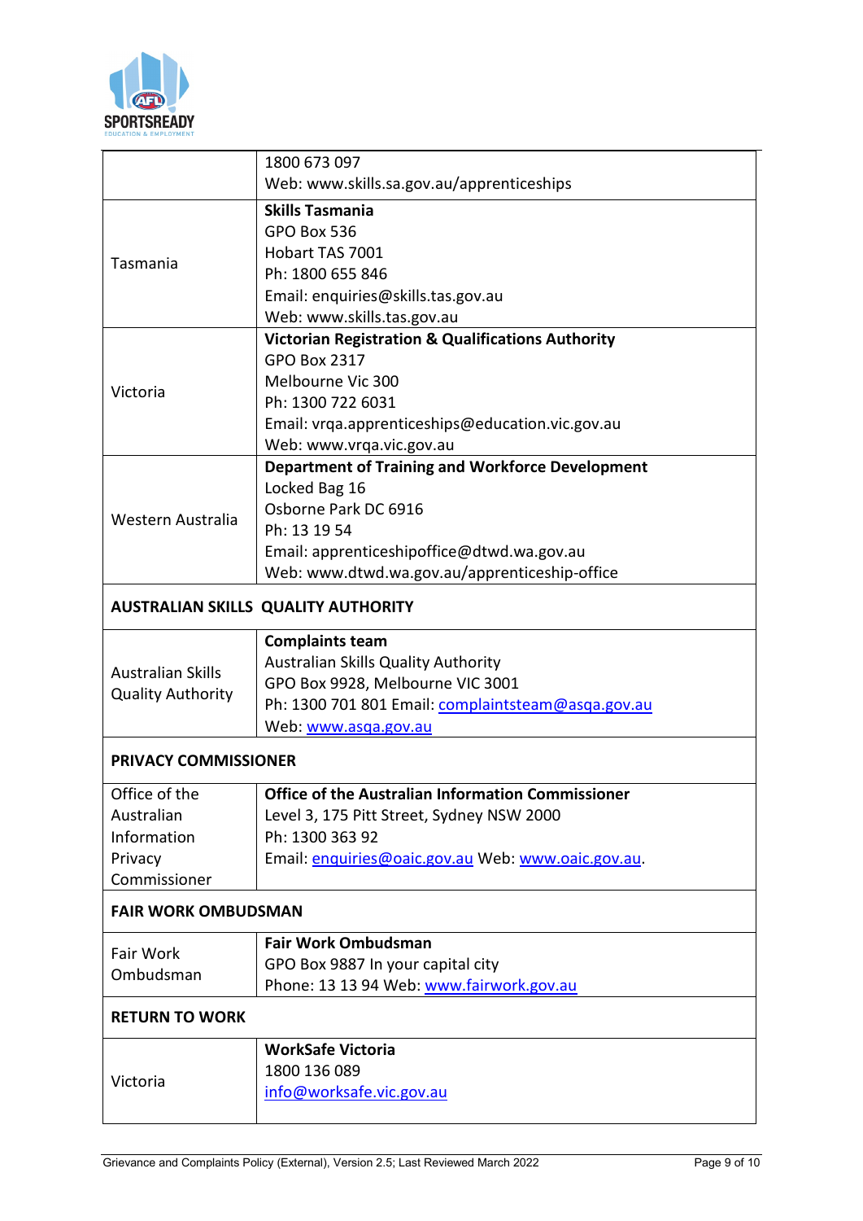| | |
|---|---|
| | 1800 673 097<br>Web: www.skills.sa.gov.au/apprenticeships |
| Tasmania | **Skills Tasmania**<br>GPO Box 536<br>Hobart TAS 7001<br>Ph: 1800 655 846<br>Email: enquiries@skills.tas.gov.au<br>Web: www.skills.tas.gov.au |
| Victoria | **Victorian Registration & Qualifications Authority**<br>GPO Box 2317<br>Melbourne Vic 300<br>Ph: 1300 722 6031<br>Email: vrqa.apprenticeships@education.vic.gov.au<br>Web: www.vrqa.vic.gov.au |
| Western Australia | **Department of Training and Workforce Development**<br>Locked Bag 16<br>Osborne Park DC 6916<br>Ph: 13 19 54<br>Email: apprenticeshipoffice@dtwd.wa.gov.au<br>Web: www.dtwd.wa.gov.au/apprenticeship-office |
| **AUSTRALIAN SKILLS QUALITY AUTHORITY** | |
| Australian Skills Quality Authority | **Complaints team**<br>Australian Skills Quality Authority<br>GPO Box 9928, Melbourne VIC 3001<br>Ph: 1300 701 801 Email: complaintsteam@asqa.gov.au<br>Web: www.asqa.gov.au |
| **PRIVACY COMMISSIONER** | |
| Office of the Australian Information Privacy Commissioner | **Office of the Australian Information Commissioner**<br>Level 3, 175 Pitt Street, Sydney NSW 2000<br>Ph: 1300 363 92<br>Email: enquiries@oaic.gov.au Web: www.oaic.gov.au. |
| **FAIR WORK OMBUDSMAN** | |
| Fair Work Ombudsman | **Fair Work Ombudsman**<br>GPO Box 9887 In your capital city<br>Phone: 13 13 94 Web: www.fairwork.gov.au |
| **RETURN TO WORK** | |
| Victoria | **WorkSafe Victoria**<br>1800 136 089<br>info@worksafe.vic.gov.au |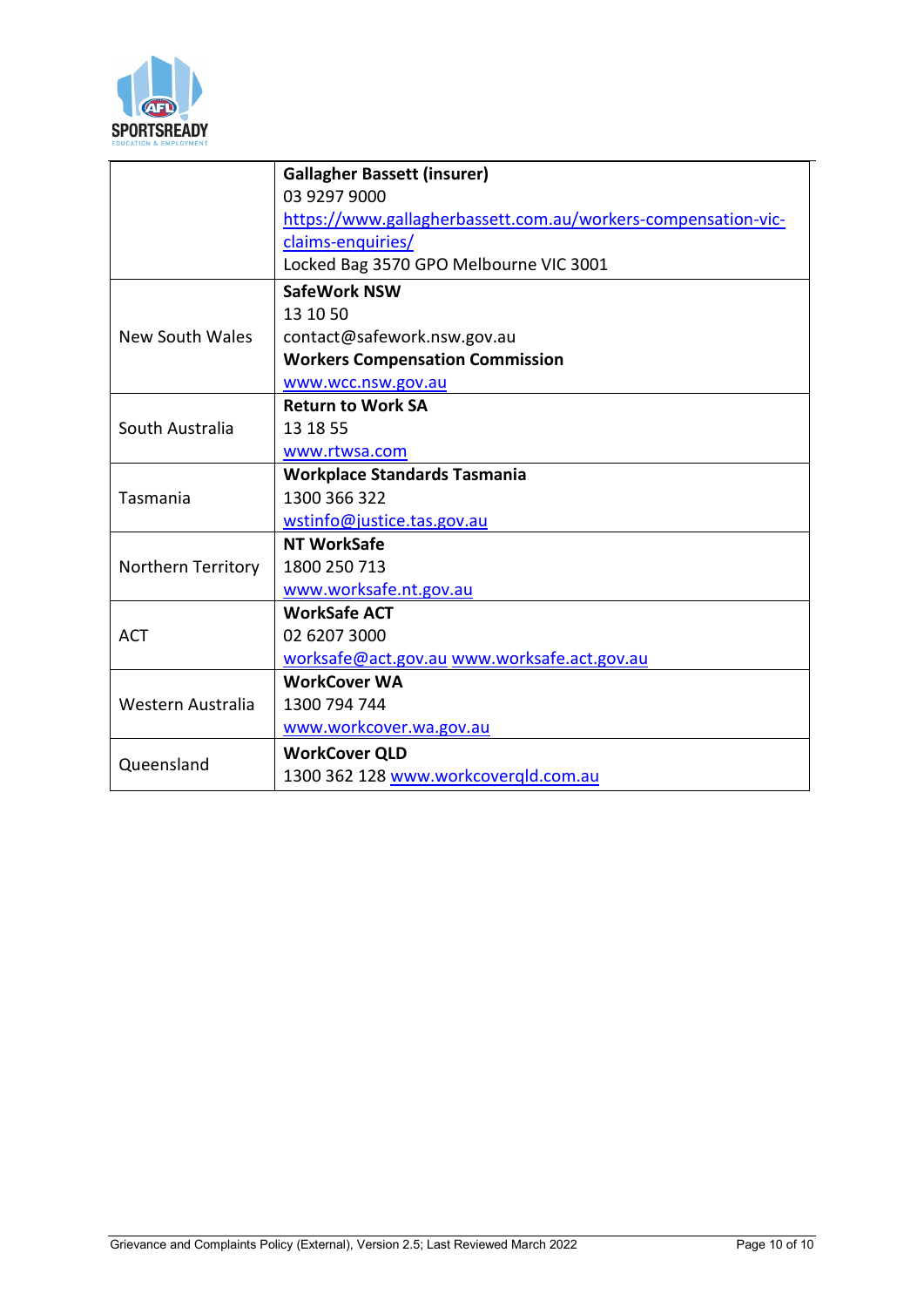| | |
|---|---|
| | **Gallagher Bassett (insurer)**<br>03 9297 9000<br>https://www.gallagherbassett.com.au/workers-compensation-vic-claims-enquiries/<br>Locked Bag 3570 GPO Melbourne VIC 3001 |
| New South Wales | **SafeWork NSW**<br>13 10 50<br>contact@safework.nsw.gov.au<br>**Workers Compensation Commission**<br>www.wcc.nsw.gov.au |
| South Australia | **Return to Work SA**<br>13 18 55<br>www.rtwsa.com |
| Tasmania | **Workplace Standards Tasmania**<br>1300 366 322<br>wstinfo@justice.tas.gov.au |
| Northern Territory | **NT WorkSafe**<br>1800 250 713<br>www.worksafe.nt.gov.au |
| ACT | **WorkSafe ACT**<br>02 6207 3000<br>worksafe@act.gov.au www.worksafe.act.gov.au |
| Western Australia | **WorkCover WA**<br>1300 794 744<br>www.workcover.wa.gov.au |
| Queensland | **WorkCover QLD**<br>1300 362 128 www.workcoverqld.com.au |